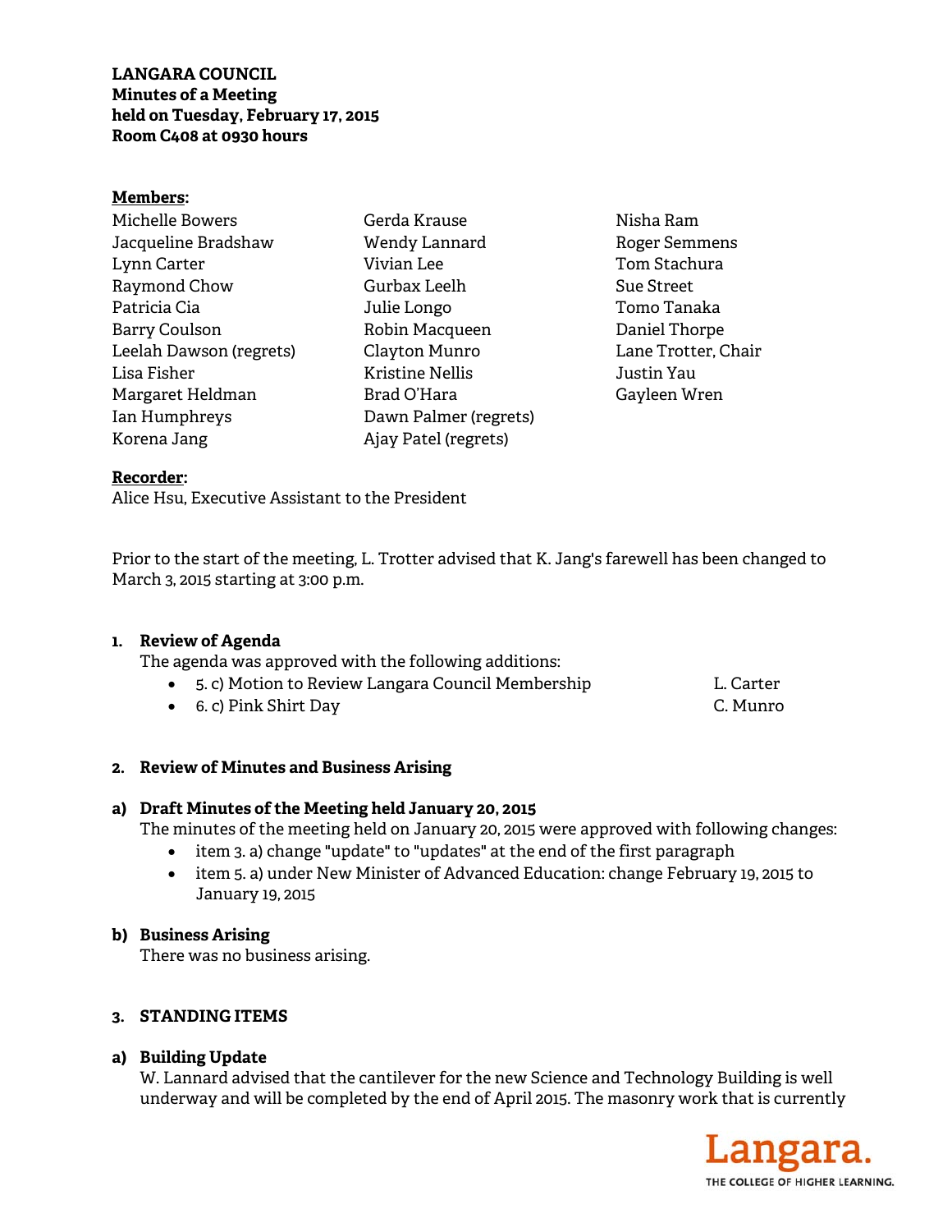**LANGARA COUNCIL**
**Minutes of a Meeting**
**held on Tuesday, February 17, 2015**
**Room C408 at 0930 hours**

**Members:**

Michelle Bowers
Jacqueline Bradshaw
Lynn Carter
Raymond Chow
Patricia Cia
Barry Coulson
Leelah Dawson (regrets)
Lisa Fisher
Margaret Heldman
Ian Humphreys
Korena Jang
Gerda Krause
Wendy Lannard
Vivian Lee
Gurbax Leelh
Julie Longo
Robin Macqueen
Clayton Munro
Kristine Nellis
Brad O'Hara
Dawn Palmer (regrets)
Ajay Patel (regrets)
Nisha Ram
Roger Semmens
Tom Stachura
Sue Street
Tomo Tanaka
Daniel Thorpe
Lane Trotter, Chair
Justin Yau
Gayleen Wren

**Recorder:**
Alice Hsu, Executive Assistant to the President

Prior to the start of the meeting, L. Trotter advised that K. Jang's farewell has been changed to March 3, 2015 starting at 3:00 p.m.

**1. Review of Agenda**

The agenda was approved with the following additions:

- 5. c) Motion to Review Langara Council Membership — L. Carter
- 6. c) Pink Shirt Day — C. Munro

**2. Review of Minutes and Business Arising**

**a) Draft Minutes of the Meeting held January 20, 2015**

The minutes of the meeting held on January 20, 2015 were approved with following changes:

- item 3. a) change "update" to "updates" at the end of the first paragraph
- item 5. a) under New Minister of Advanced Education: change February 19, 2015 to January 19, 2015

**b) Business Arising**

There was no business arising.

**3. STANDING ITEMS**

**a) Building Update**

W. Lannard advised that the cantilever for the new Science and Technology Building is well underway and will be completed by the end of April 2015. The masonry work that is currently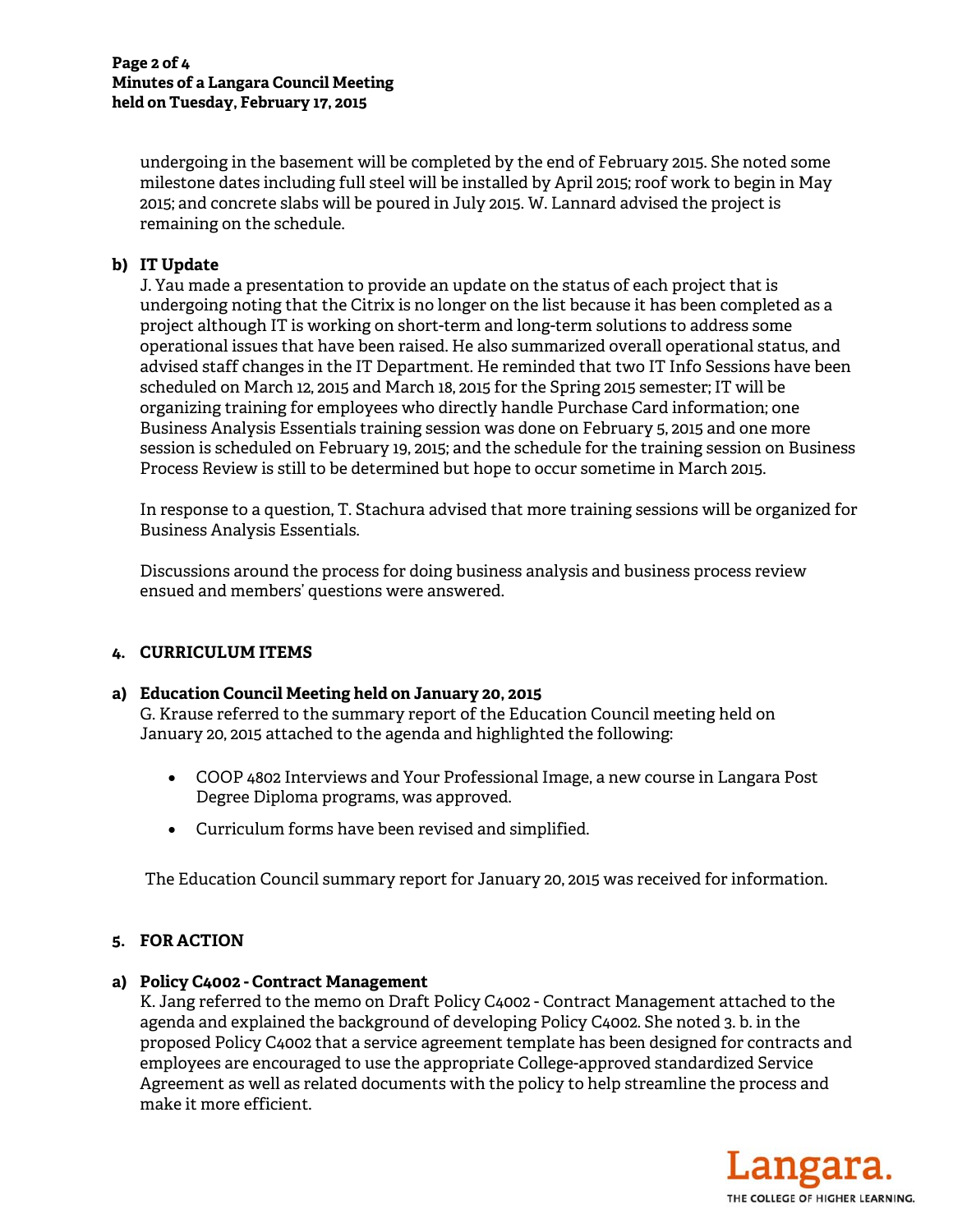undergoing in the basement will be completed by the end of February 2015. She noted some milestone dates including full steel will be installed by April 2015; roof work to begin in May 2015; and concrete slabs will be poured in July 2015. W. Lannard advised the project is remaining on the schedule.

**b) IT Update**

J. Yau made a presentation to provide an update on the status of each project that is undergoing noting that the Citrix is no longer on the list because it has been completed as a project although IT is working on short-term and long-term solutions to address some operational issues that have been raised. He also summarized overall operational status, and advised staff changes in the IT Department. He reminded that two IT Info Sessions have been scheduled on March 12, 2015 and March 18, 2015 for the Spring 2015 semester; IT will be organizing training for employees who directly handle Purchase Card information; one Business Analysis Essentials training session was done on February 5, 2015 and one more session is scheduled on February 19, 2015; and the schedule for the training session on Business Process Review is still to be determined but hope to occur sometime in March 2015.

In response to a question, T. Stachura advised that more training sessions will be organized for Business Analysis Essentials.

Discussions around the process for doing business analysis and business process review ensued and members' questions were answered.

## 4. CURRICULUM ITEMS

**a) Education Council Meeting held on January 20, 2015**

G. Krause referred to the summary report of the Education Council meeting held on January 20, 2015 attached to the agenda and highlighted the following:

- COOP 4802 Interviews and Your Professional Image, a new course in Langara Post Degree Diploma programs, was approved.
- Curriculum forms have been revised and simplified.

The Education Council summary report for January 20, 2015 was received for information.

## 5. FOR ACTION

**a) Policy C4002 - Contract Management**

K. Jang referred to the memo on Draft Policy C4002 - Contract Management attached to the agenda and explained the background of developing Policy C4002. She noted 3. b. in the proposed Policy C4002 that a service agreement template has been designed for contracts and employees are encouraged to use the appropriate College-approved standardized Service Agreement as well as related documents with the policy to help streamline the process and make it more efficient.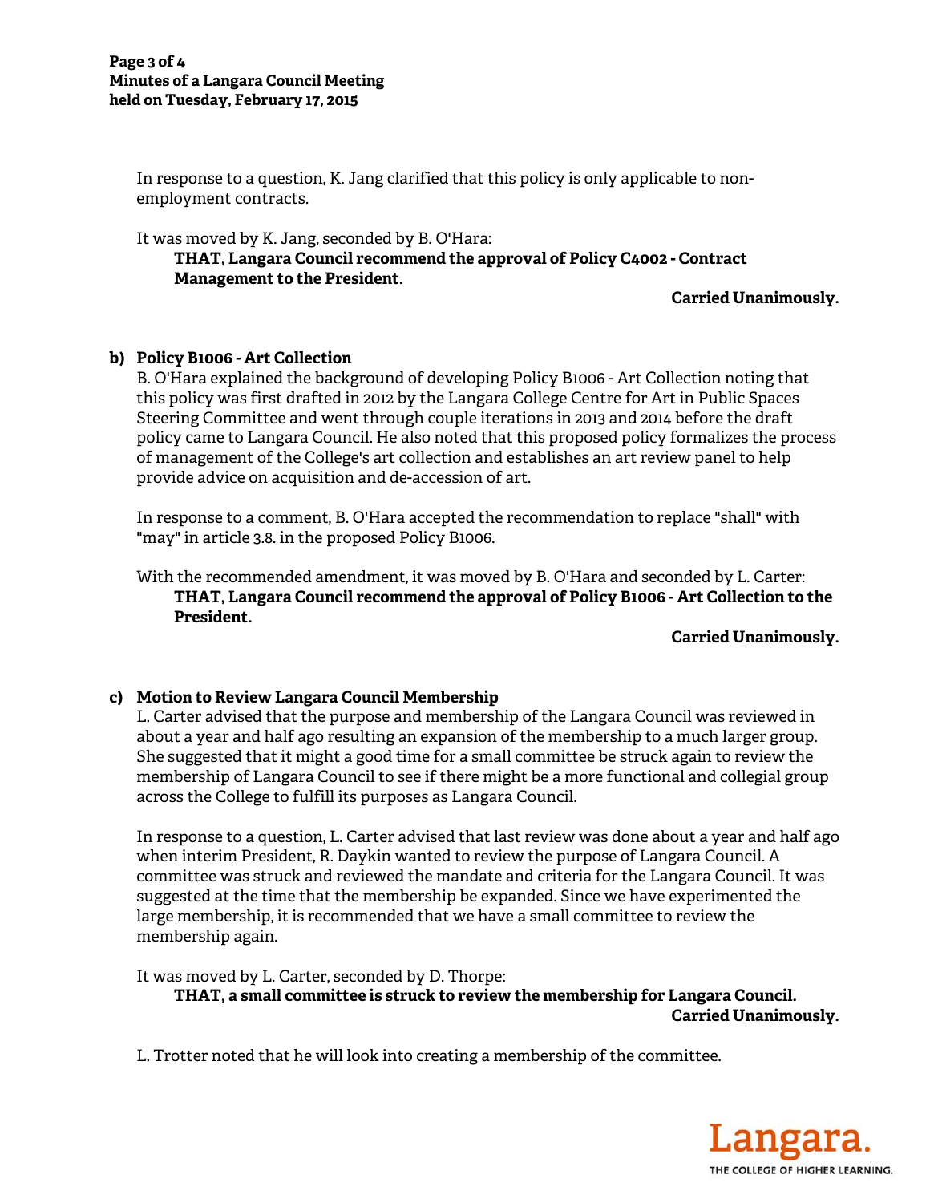In response to a question, K. Jang clarified that this policy is only applicable to non-employment contracts.

It was moved by K. Jang, seconded by B. O'Hara:

**THAT, Langara Council recommend the approval of Policy C4002 - Contract Management to the President.**

**Carried Unanimously.**

**b) Policy B1006 - Art Collection**

B. O'Hara explained the background of developing Policy B1006 - Art Collection noting that this policy was first drafted in 2012 by the Langara College Centre for Art in Public Spaces Steering Committee and went through couple iterations in 2013 and 2014 before the draft policy came to Langara Council. He also noted that this proposed policy formalizes the process of management of the College's art collection and establishes an art review panel to help provide advice on acquisition and de-accession of art.

In response to a comment, B. O'Hara accepted the recommendation to replace "shall" with "may" in article 3.8. in the proposed Policy B1006.

With the recommended amendment, it was moved by B. O'Hara and seconded by L. Carter:

**THAT, Langara Council recommend the approval of Policy B1006 - Art Collection to the President.**

**Carried Unanimously.**

**c) Motion to Review Langara Council Membership**

L. Carter advised that the purpose and membership of the Langara Council was reviewed in about a year and half ago resulting an expansion of the membership to a much larger group. She suggested that it might a good time for a small committee be struck again to review the membership of Langara Council to see if there might be a more functional and collegial group across the College to fulfill its purposes as Langara Council.

In response to a question, L. Carter advised that last review was done about a year and half ago when interim President, R. Daykin wanted to review the purpose of Langara Council. A committee was struck and reviewed the mandate and criteria for the Langara Council. It was suggested at the time that the membership be expanded. Since we have experimented the large membership, it is recommended that we have a small committee to review the membership again.

It was moved by L. Carter, seconded by D. Thorpe:

**THAT, a small committee is struck to review the membership for Langara Council.**

**Carried Unanimously.**

L. Trotter noted that he will look into creating a membership of the committee.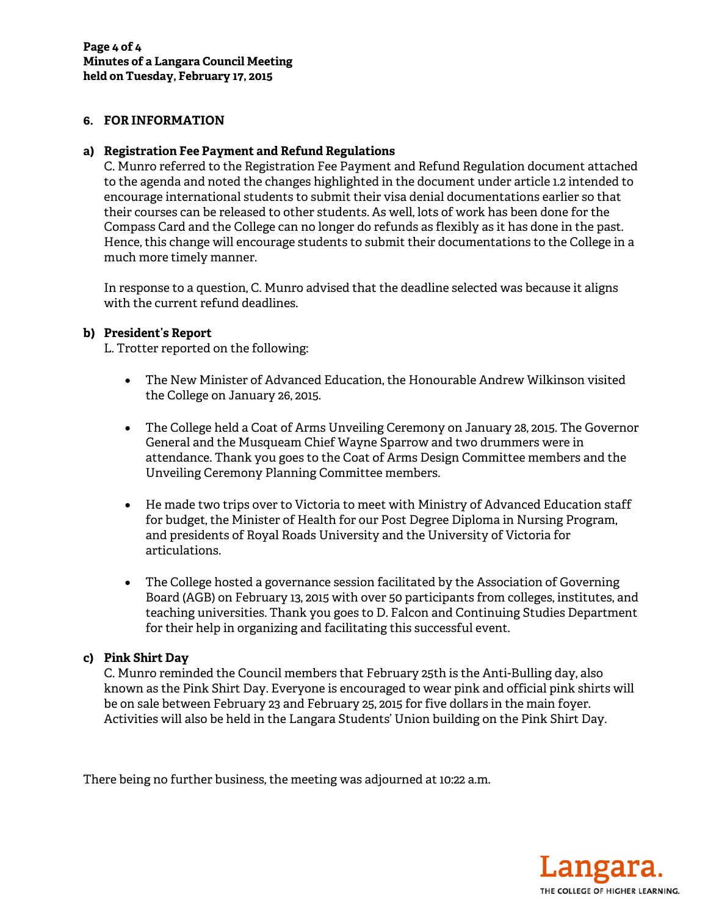## 6. FOR INFORMATION

### a) Registration Fee Payment and Refund Regulations

C. Munro referred to the Registration Fee Payment and Refund Regulation document attached to the agenda and noted the changes highlighted in the document under article 1.2 intended to encourage international students to submit their visa denial documentations earlier so that their courses can be released to other students. As well, lots of work has been done for the Compass Card and the College can no longer do refunds as flexibly as it has done in the past. Hence, this change will encourage students to submit their documentations to the College in a much more timely manner.

In response to a question, C. Munro advised that the deadline selected was because it aligns with the current refund deadlines.

### b) President's Report

L. Trotter reported on the following:

- The New Minister of Advanced Education, the Honourable Andrew Wilkinson visited the College on January 26, 2015.
- The College held a Coat of Arms Unveiling Ceremony on January 28, 2015. The Governor General and the Musqueam Chief Wayne Sparrow and two drummers were in attendance. Thank you goes to the Coat of Arms Design Committee members and the Unveiling Ceremony Planning Committee members.
- He made two trips over to Victoria to meet with Ministry of Advanced Education staff for budget, the Minister of Health for our Post Degree Diploma in Nursing Program, and presidents of Royal Roads University and the University of Victoria for articulations.
- The College hosted a governance session facilitated by the Association of Governing Board (AGB) on February 13, 2015 with over 50 participants from colleges, institutes, and teaching universities. Thank you goes to D. Falcon and Continuing Studies Department for their help in organizing and facilitating this successful event.

### c) Pink Shirt Day

C. Munro reminded the Council members that February 25th is the Anti-Bulling day, also known as the Pink Shirt Day. Everyone is encouraged to wear pink and official pink shirts will be on sale between February 23 and February 25, 2015 for five dollars in the main foyer. Activities will also be held in the Langara Students' Union building on the Pink Shirt Day.

There being no further business, the meeting was adjourned at 10:22 a.m.

Langara.
THE COLLEGE OF HIGHER LEARNING.